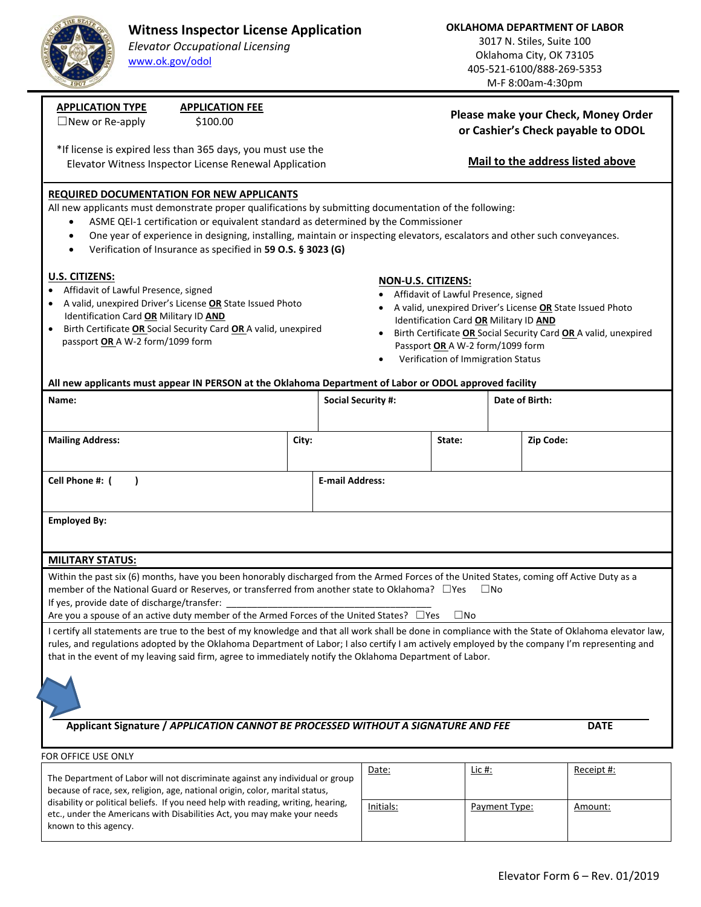# Witness Inspector License Application

*Elevator Occupational Licensing*

www.ok.gov/odol

**OKLAHOMA DEPARTMENT OF LABOR**
3017 N. Stiles, Suite 100
Oklahoma City, OK 73105
405-521-6100/888-269-5353
M-F 8:00am-4:30pm

**APPLICATION TYPE**
☐New or Re-apply

**APPLICATION FEE**
$100.00

*If license is expired less than 365 days, you must use the Elevator Witness Inspector License Renewal Application

**Please make your Check, Money Order or Cashier's Check payable to ODOL**

**Mail to the address listed above**

## REQUIRED DOCUMENTATION FOR NEW APPLICANTS

All new applicants must demonstrate proper qualifications by submitting documentation of the following:

- ASME QEI-1 certification or equivalent standard as determined by the Commissioner
- One year of experience in designing, installing, maintain or inspecting elevators, escalators and other such conveyances.
- Verification of Insurance as specified in **59 O.S. § 3023 (G)**

**U.S. CITIZENS:**

- Affidavit of Lawful Presence, signed
- A valid, unexpired Driver's License **OR** State Issued Photo Identification Card **OR** Military ID **AND**
- Birth Certificate **OR** Social Security Card **OR** A valid, unexpired passport **OR** A W-2 form/1099 form

**NON-U.S. CITIZENS:**

- Affidavit of Lawful Presence, signed
- A valid, unexpired Driver's License **OR** State Issued Photo Identification Card **OR** Military ID **AND**
- Birth Certificate **OR** Social Security Card **OR** A valid, unexpired Passport **OR** A W-2 form/1099 form
- Verification of Immigration Status

**All new applicants must appear IN PERSON at the Oklahoma Department of Labor or ODOL approved facility**

| **Name:** | | **Social Security #:** | | **Date of Birth:** |
|---|---|---|---|---|
| **Mailing Address:** | **City:** | | **State:** | **Zip Code:** |
| **Cell Phone #: (    )** | | **E-mail Address:** | | |
| **Employed By:** | | | | |

**MILITARY STATUS:**

Within the past six (6) months, have you been honorably discharged from the Armed Forces of the United States, coming off Active Duty as a member of the National Guard or Reserves, or transferred from another state to Oklahoma? ☐Yes ☐No

If yes, provide date of discharge/transfer: ________________________________________

Are you a spouse of an active duty member of the Armed Forces of the United States? ☐Yes ☐No

I certify all statements are true to the best of my knowledge and that all work shall be done in compliance with the State of Oklahoma elevator law, rules, and regulations adopted by the Oklahoma Department of Labor; I also certify I am actively employed by the company I'm representing and that in the event of my leaving said firm, agree to immediately notify the Oklahoma Department of Labor.

______________________________________________________________________

**Applicant Signature / *APPLICATION CANNOT BE PROCESSED WITHOUT A SIGNATURE AND FEE*** **DATE**

FOR OFFICE USE ONLY

| The Department of Labor will not discriminate against any individual or group because of race, sex, religion, age, national origin, color, marital status, disability or political beliefs. If you need help with reading, writing, hearing, etc., under the Americans with Disabilities Act, you may make your needs known to this agency. | Date: | Lic #: | Receipt #: |
|---|---|---|---|
| | Initials: | Payment Type: | Amount: |

Elevator Form 6 – Rev. 01/2019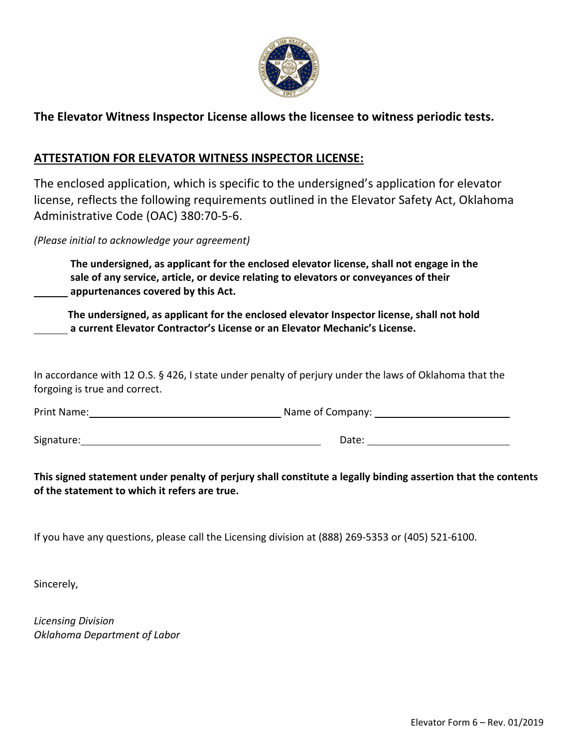**The Elevator Witness Inspector License allows the licensee to witness periodic tests.**

## ATTESTATION FOR ELEVATOR WITNESS INSPECTOR LICENSE:

The enclosed application, which is specific to the undersigned's application for elevator license, reflects the following requirements outlined in the Elevator Safety Act, Oklahoma Administrative Code (OAC) 380:70-5-6.

*(Please initial to acknowledge your agreement)*

______ **The undersigned, as applicant for the enclosed elevator license, shall not engage in the sale of any service, article, or device relating to elevators or conveyances of their appurtenances covered by this Act.**

______ **The undersigned, as applicant for the enclosed elevator Inspector license, shall not hold a current Elevator Contractor's License or an Elevator Mechanic's License.**

In accordance with 12 O.S. § 426, I state under penalty of perjury under the laws of Oklahoma that the forgoing is true and correct.

Print Name: ______________________ Name of Company: ______________________

Signature: ______________________ Date: ______________________

**This signed statement under penalty of perjury shall constitute a legally binding assertion that the contents of the statement to which it refers are true.**

If you have any questions, please call the Licensing division at (888) 269-5353 or (405) 521-6100.

Sincerely,

*Licensing Division*
*Oklahoma Department of Labor*

Elevator Form 6 – Rev. 01/2019